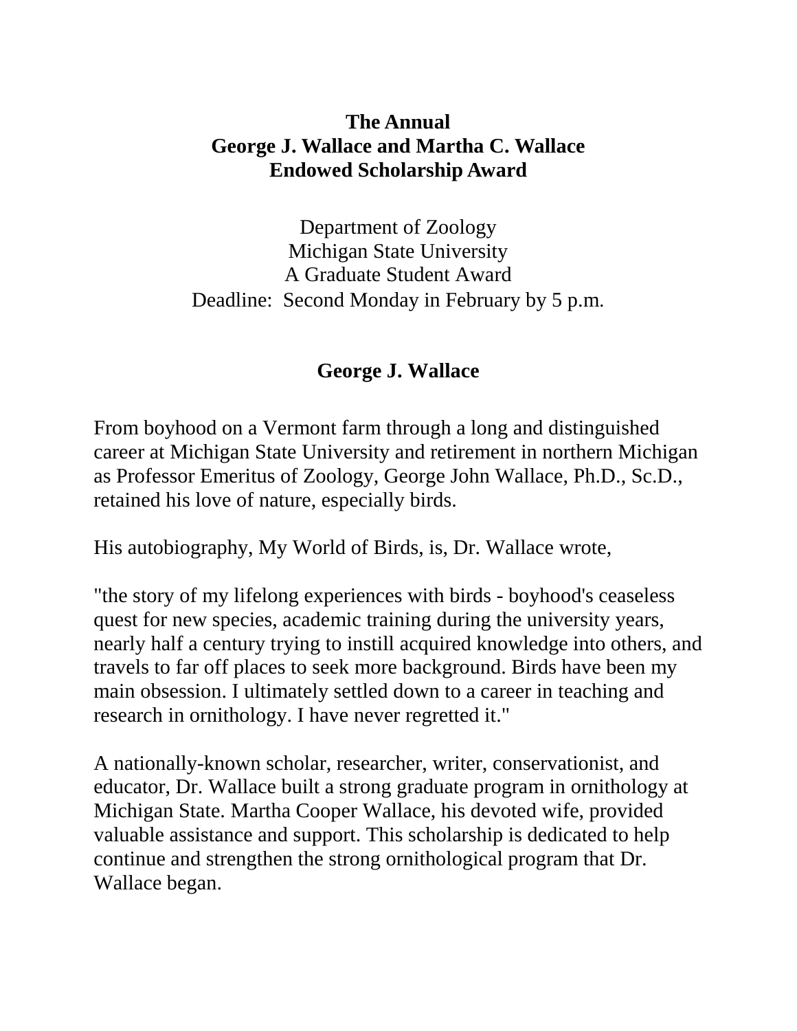# The Annual
# George J. Wallace and Martha C. Wallace
# Endowed Scholarship Award

Department of Zoology
Michigan State University
A Graduate Student Award
Deadline: Second Monday in February by 5 p.m.

## George J. Wallace

From boyhood on a Vermont farm through a long and distinguished career at Michigan State University and retirement in northern Michigan as Professor Emeritus of Zoology, George John Wallace, Ph.D., Sc.D., retained his love of nature, especially birds.

His autobiography, My World of Birds, is, Dr. Wallace wrote,

"the story of my lifelong experiences with birds - boyhood's ceaseless quest for new species, academic training during the university years, nearly half a century trying to instill acquired knowledge into others, and travels to far off places to seek more background. Birds have been my main obsession. I ultimately settled down to a career in teaching and research in ornithology. I have never regretted it."

A nationally-known scholar, researcher, writer, conservationist, and educator, Dr. Wallace built a strong graduate program in ornithology at Michigan State. Martha Cooper Wallace, his devoted wife, provided valuable assistance and support. This scholarship is dedicated to help continue and strengthen the strong ornithological program that Dr. Wallace began.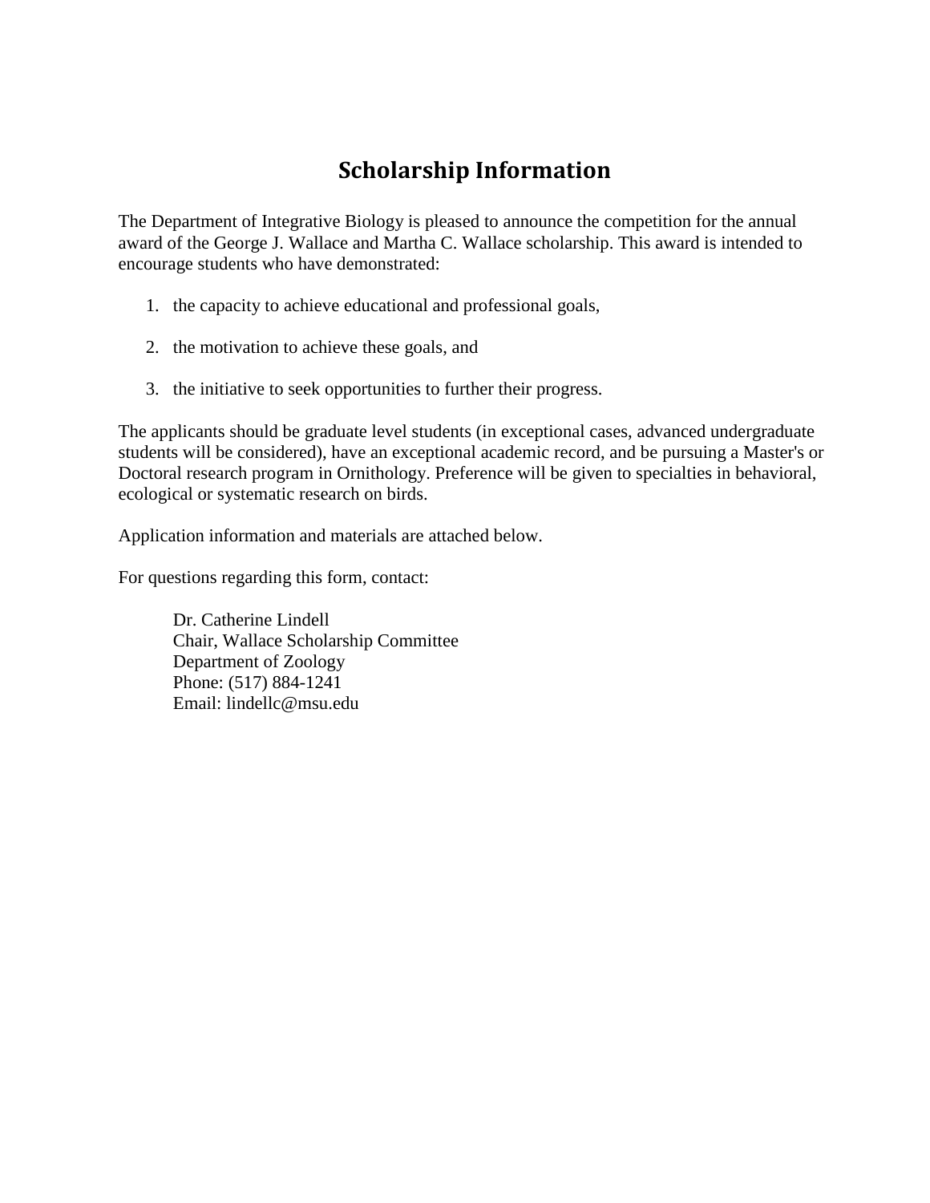# Scholarship Information

The Department of Integrative Biology is pleased to announce the competition for the annual award of the George J. Wallace and Martha C. Wallace scholarship. This award is intended to encourage students who have demonstrated:

1. the capacity to achieve educational and professional goals,
2. the motivation to achieve these goals, and
3. the initiative to seek opportunities to further their progress.

The applicants should be graduate level students (in exceptional cases, advanced undergraduate students will be considered), have an exceptional academic record, and be pursuing a Master's or Doctoral research program in Ornithology. Preference will be given to specialties in behavioral, ecological or systematic research on birds.

Application information and materials are attached below.

For questions regarding this form, contact:

Dr. Catherine Lindell  
Chair, Wallace Scholarship Committee  
Department of Zoology  
Phone: (517) 884-1241  
Email: lindellc@msu.edu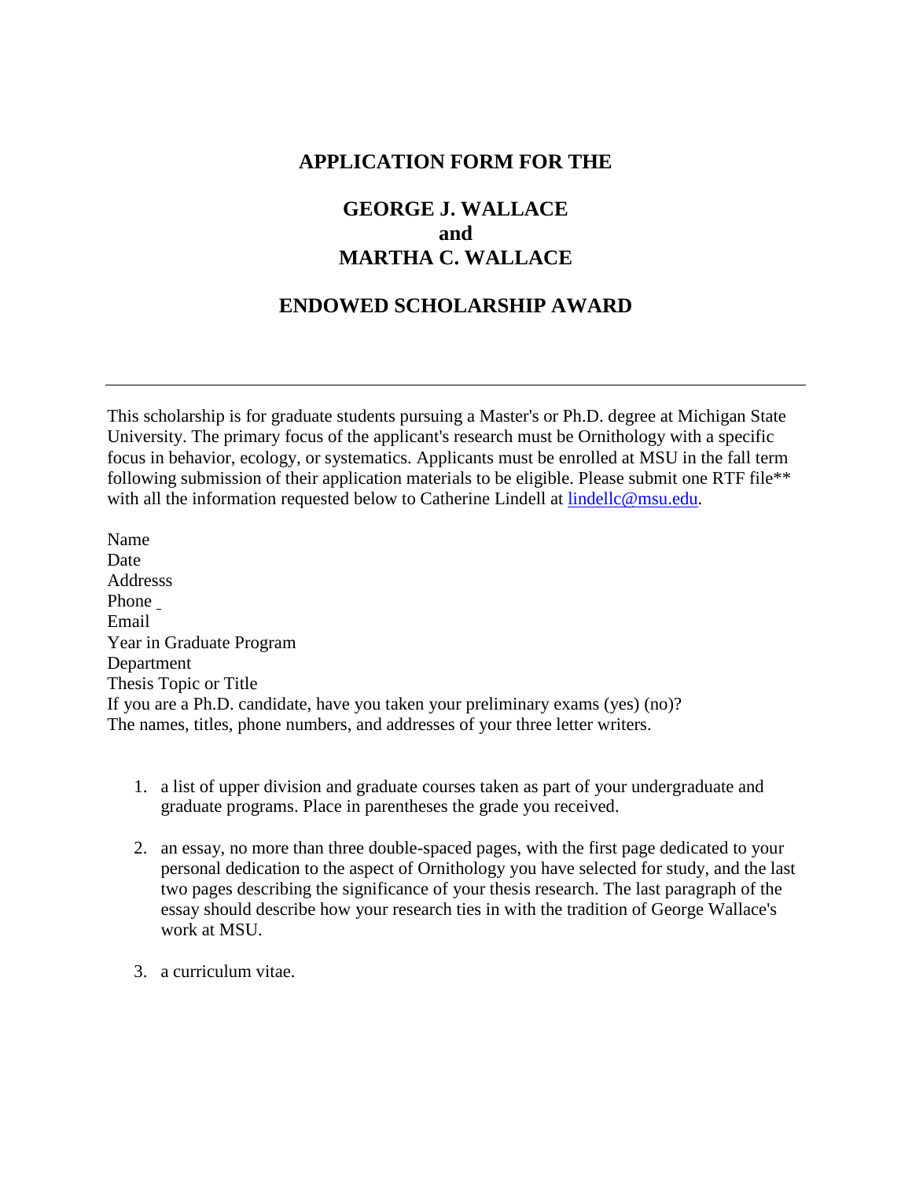# APPLICATION FORM FOR THE

## GEORGE J. WALLACE
## and
## MARTHA C. WALLACE

## ENDOWED SCHOLARSHIP AWARD

---

This scholarship is for graduate students pursuing a Master's or Ph.D. degree at Michigan State University. The primary focus of the applicant's research must be Ornithology with a specific focus in behavior, ecology, or systematics. Applicants must be enrolled at MSU in the fall term following submission of their application materials to be eligible. Please submit one RTF file** with all the information requested below to Catherine Lindell at [lindellc@msu.edu](mailto:lindellc@msu.edu).

Name
Date
Addresss
Phone
Email
Year in Graduate Program
Department
Thesis Topic or Title
If you are a Ph.D. candidate, have you taken your preliminary exams (yes) (no)?
The names, titles, phone numbers, and addresses of your three letter writers.

1. a list of upper division and graduate courses taken as part of your undergraduate and graduate programs. Place in parentheses the grade you received.

2. an essay, no more than three double-spaced pages, with the first page dedicated to your personal dedication to the aspect of Ornithology you have selected for study, and the last two pages describing the significance of your thesis research. The last paragraph of the essay should describe how your research ties in with the tradition of George Wallace's work at MSU.

3. a curriculum vitae.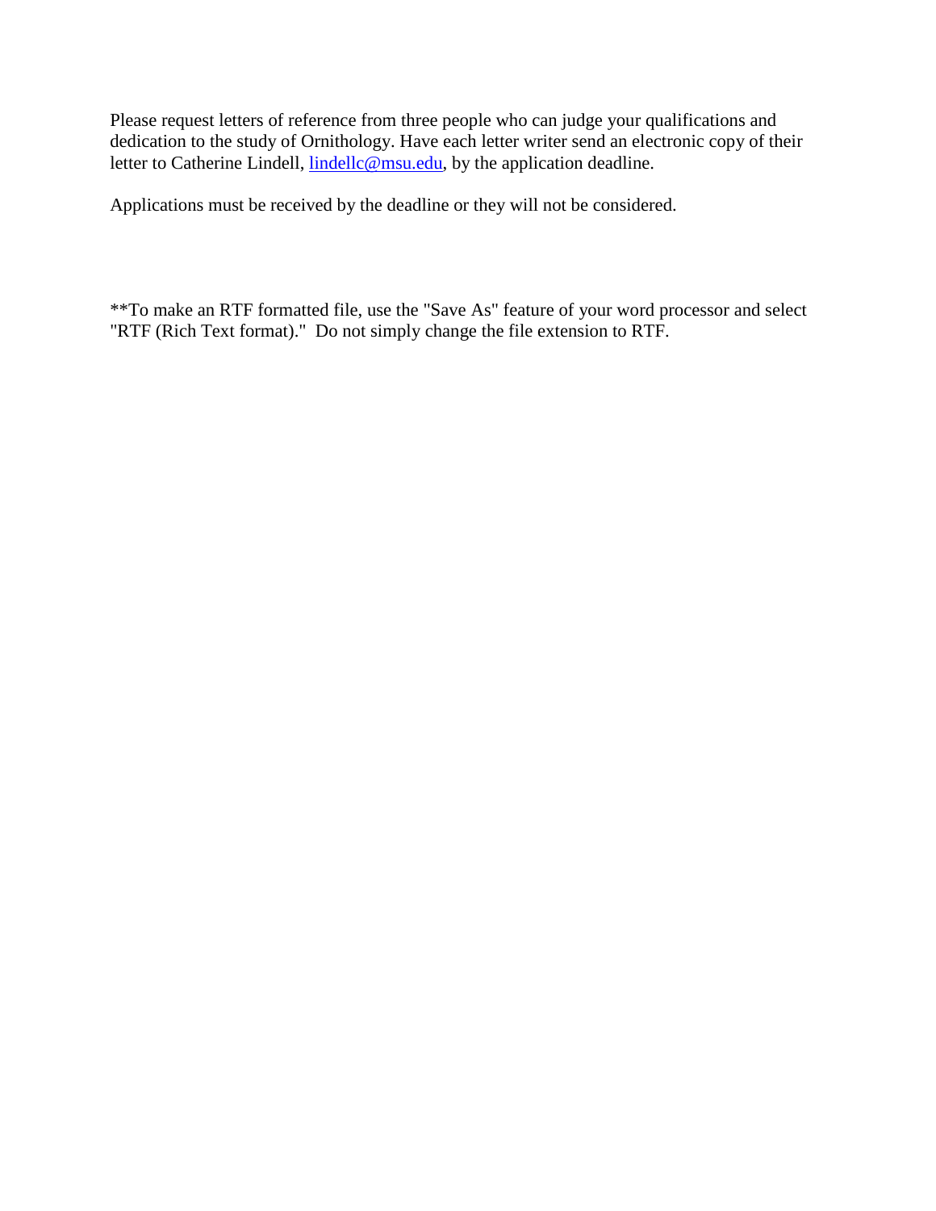Please request letters of reference from three people who can judge your qualifications and dedication to the study of Ornithology. Have each letter writer send an electronic copy of their letter to Catherine Lindell, lindellc@msu.edu, by the application deadline.

Applications must be received by the deadline or they will not be considered.

**To make an RTF formatted file, use the "Save As" feature of your word processor and select "RTF (Rich Text format)." Do not simply change the file extension to RTF.